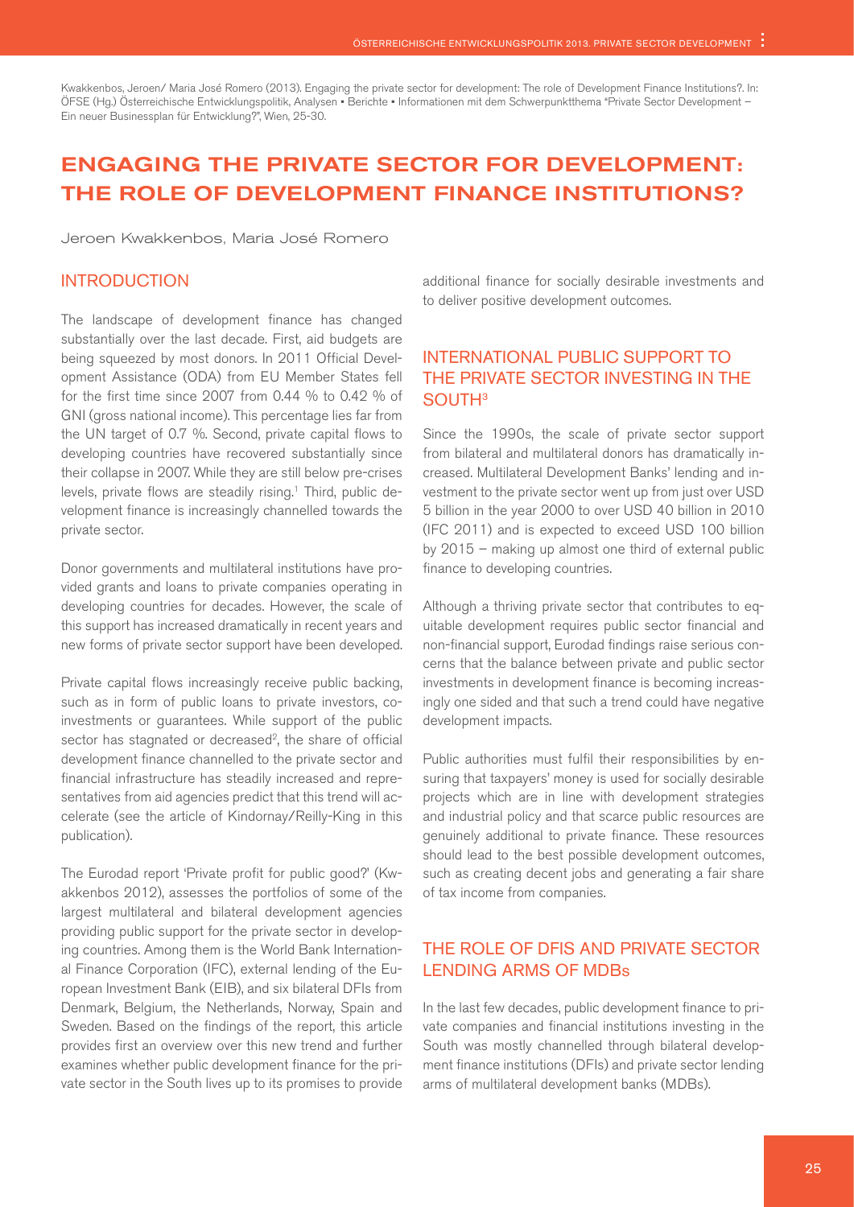Kwakkenbos, Jeroen/ Maria José Romero (2013). Engaging the private sector for development: The role of Development Finance Institutions?. In: ÖFSE (Hg.) Österreichische Entwicklungspolitik, Analysen • Berichte • Informationen mit dem Schwerpunktthema "Private Sector Development – Ein neuer Businessplan für Entwicklung?", Wien, 25-30.

# ENGAGING THE PRIVATE SECTOR FOR DEVELOPMENT: THE ROLE OF DEVELOPMENT FINANCE INSTITUTIONS?

Jeroen Kwakkenbos, Maria José Romero

## INTRODUCTION

The landscape of development finance has changed substantially over the last decade. First, aid budgets are being squeezed by most donors. In 2011 Official Development Assistance (ODA) from EU Member States fell for the first time since 2007 from 0.44 % to 0.42 % of GNI (gross national income). This percentage lies far from the UN target of 0.7 %. Second, private capital flows to developing countries have recovered substantially since their collapse in 2007. While they are still below pre-crises levels, private flows are steadily rising.[1] Third, public development finance is increasingly channelled towards the private sector.

Donor governments and multilateral institutions have provided grants and loans to private companies operating in developing countries for decades. However, the scale of this support has increased dramatically in recent years and new forms of private sector support have been developed.

Private capital flows increasingly receive public backing, such as in form of public loans to private investors, co-investments or guarantees. While support of the public sector has stagnated or decreased[2], the share of official development finance channelled to the private sector and financial infrastructure has steadily increased and representatives from aid agencies predict that this trend will accelerate (see the article of Kindornay/Reilly-King in this publication).

The Eurodad report 'Private profit for public good?' (Kwakkenbos 2012), assesses the portfolios of some of the largest multilateral and bilateral development agencies providing public support for the private sector in developing countries. Among them is the World Bank International Finance Corporation (IFC), external lending of the European Investment Bank (EIB), and six bilateral DFIs from Denmark, Belgium, the Netherlands, Norway, Spain and Sweden. Based on the findings of the report, this article provides first an overview over this new trend and further examines whether public development finance for the private sector in the South lives up to its promises to provide additional finance for socially desirable investments and to deliver positive development outcomes.

## INTERNATIONAL PUBLIC SUPPORT TO THE PRIVATE SECTOR INVESTING IN THE SOUTH[3]

Since the 1990s, the scale of private sector support from bilateral and multilateral donors has dramatically increased. Multilateral Development Banks' lending and investment to the private sector went up from just over USD 5 billion in the year 2000 to over USD 40 billion in 2010 (IFC 2011) and is expected to exceed USD 100 billion by 2015 – making up almost one third of external public finance to developing countries.

Although a thriving private sector that contributes to equitable development requires public sector financial and non-financial support, Eurodad findings raise serious concerns that the balance between private and public sector investments in development finance is becoming increasingly one sided and that such a trend could have negative development impacts.

Public authorities must fulfil their responsibilities by ensuring that taxpayers' money is used for socially desirable projects which are in line with development strategies and industrial policy and that scarce public resources are genuinely additional to private finance. These resources should lead to the best possible development outcomes, such as creating decent jobs and generating a fair share of tax income from companies.

## THE ROLE OF DFIS AND PRIVATE SECTOR LENDING ARMS OF MDBs

In the last few decades, public development finance to private companies and financial institutions investing in the South was mostly channelled through bilateral development finance institutions (DFIs) and private sector lending arms of multilateral development banks (MDBs).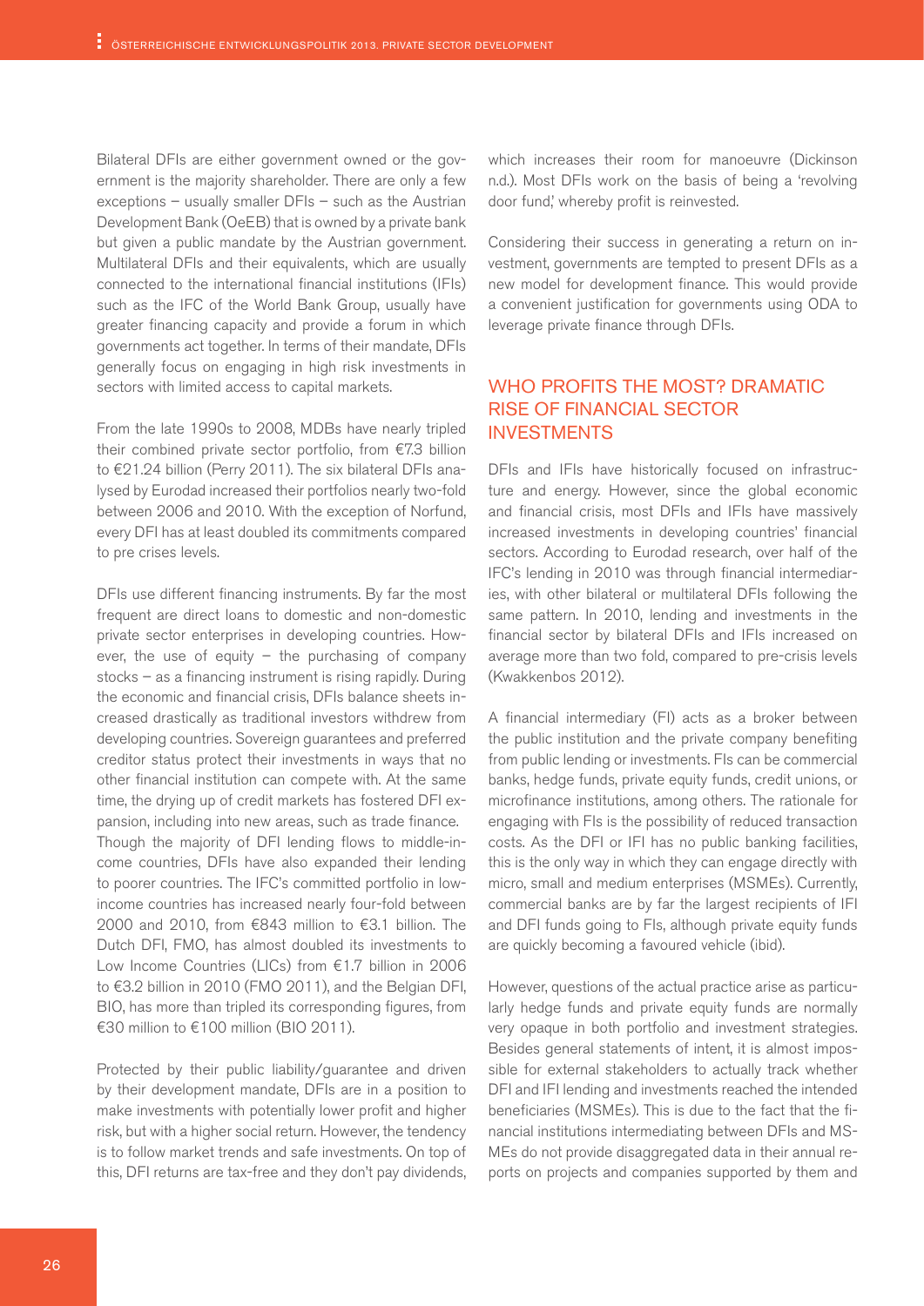Bilateral DFIs are either government owned or the government is the majority shareholder. There are only a few exceptions – usually smaller DFIs – such as the Austrian Development Bank (OeEB) that is owned by a private bank but given a public mandate by the Austrian government. Multilateral DFIs and their equivalents, which are usually connected to the international financial institutions (IFIs) such as the IFC of the World Bank Group, usually have greater financing capacity and provide a forum in which governments act together. In terms of their mandate, DFIs generally focus on engaging in high risk investments in sectors with limited access to capital markets.

From the late 1990s to 2008, MDBs have nearly tripled their combined private sector portfolio, from €7.3 billion to €21.24 billion (Perry 2011). The six bilateral DFIs analysed by Eurodad increased their portfolios nearly two-fold between 2006 and 2010. With the exception of Norfund, every DFI has at least doubled its commitments compared to pre crises levels.

DFIs use different financing instruments. By far the most frequent are direct loans to domestic and non-domestic private sector enterprises in developing countries. However, the use of equity – the purchasing of company stocks – as a financing instrument is rising rapidly. During the economic and financial crisis, DFIs balance sheets increased drastically as traditional investors withdrew from developing countries. Sovereign guarantees and preferred creditor status protect their investments in ways that no other financial institution can compete with. At the same time, the drying up of credit markets has fostered DFI expansion, including into new areas, such as trade finance.
Though the majority of DFI lending flows to middle-income countries, DFIs have also expanded their lending to poorer countries. The IFC's committed portfolio in low-income countries has increased nearly four-fold between 2000 and 2010, from €843 million to €3.1 billion. The Dutch DFI, FMO, has almost doubled its investments to Low Income Countries (LICs) from €1.7 billion in 2006 to €3.2 billion in 2010 (FMO 2011), and the Belgian DFI, BIO, has more than tripled its corresponding figures, from €30 million to €100 million (BIO 2011).

Protected by their public liability/guarantee and driven by their development mandate, DFIs are in a position to make investments with potentially lower profit and higher risk, but with a higher social return. However, the tendency is to follow market trends and safe investments. On top of this, DFI returns are tax-free and they don't pay dividends, which increases their room for manoeuvre (Dickinson n.d.). Most DFIs work on the basis of being a 'revolving door fund,' whereby profit is reinvested.

Considering their success in generating a return on investment, governments are tempted to present DFIs as a new model for development finance. This would provide a convenient justification for governments using ODA to leverage private finance through DFIs.

## WHO PROFITS THE MOST? DRAMATIC RISE OF FINANCIAL SECTOR INVESTMENTS

DFIs and IFIs have historically focused on infrastructure and energy. However, since the global economic and financial crisis, most DFIs and IFIs have massively increased investments in developing countries' financial sectors. According to Eurodad research, over half of the IFC's lending in 2010 was through financial intermediaries, with other bilateral or multilateral DFIs following the same pattern. In 2010, lending and investments in the financial sector by bilateral DFIs and IFIs increased on average more than two fold, compared to pre-crisis levels (Kwakkenbos 2012).

A financial intermediary (FI) acts as a broker between the public institution and the private company benefiting from public lending or investments. FIs can be commercial banks, hedge funds, private equity funds, credit unions, or microfinance institutions, among others. The rationale for engaging with FIs is the possibility of reduced transaction costs. As the DFI or IFI has no public banking facilities, this is the only way in which they can engage directly with micro, small and medium enterprises (MSMEs). Currently, commercial banks are by far the largest recipients of IFI and DFI funds going to FIs, although private equity funds are quickly becoming a favoured vehicle (ibid).

However, questions of the actual practice arise as particularly hedge funds and private equity funds are normally very opaque in both portfolio and investment strategies. Besides general statements of intent, it is almost impossible for external stakeholders to actually track whether DFI and IFI lending and investments reached the intended beneficiaries (MSMEs). This is due to the fact that the financial institutions intermediating between DFIs and MSMEs do not provide disaggregated data in their annual reports on projects and companies supported by them and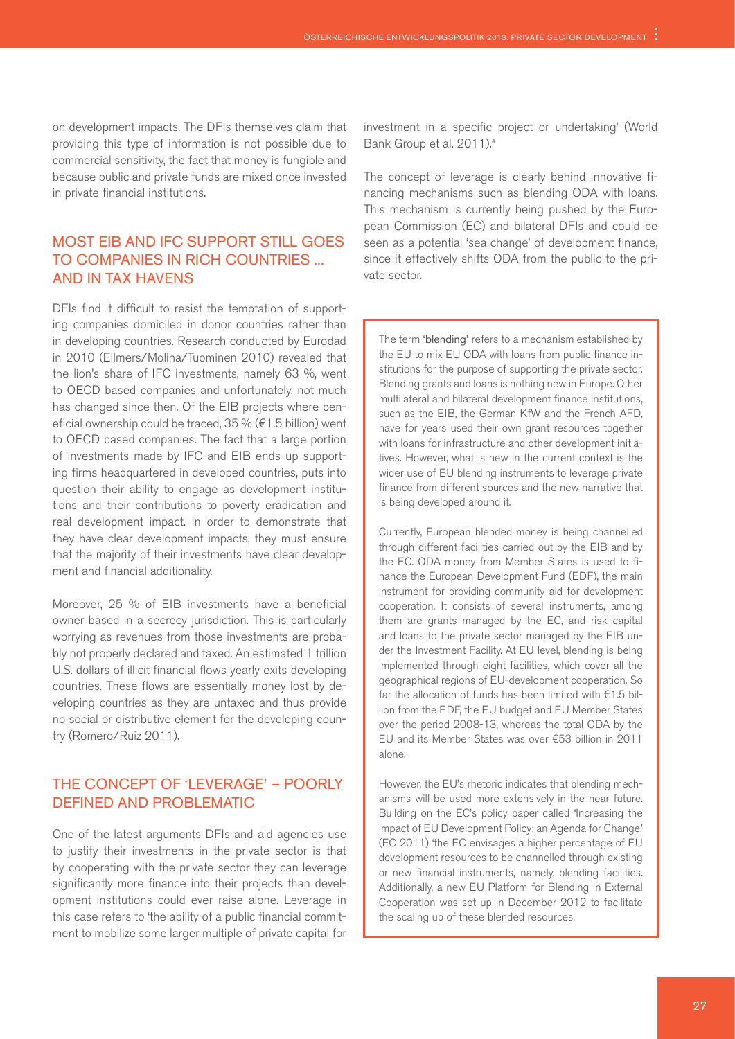on development impacts. The DFIs themselves claim that providing this type of information is not possible due to commercial sensitivity, the fact that money is fungible and because public and private funds are mixed once invested in private financial institutions.

## MOST EIB AND IFC SUPPORT STILL GOES TO COMPANIES IN RICH COUNTRIES ... AND IN TAX HAVENS

DFIs find it difficult to resist the temptation of supporting companies domiciled in donor countries rather than in developing countries. Research conducted by Eurodad in 2010 (Ellmers/Molina/Tuominen 2010) revealed that the lion's share of IFC investments, namely 63 %, went to OECD based companies and unfortunately, not much has changed since then. Of the EIB projects where beneficial ownership could be traced, 35 % (€1.5 billion) went to OECD based companies. The fact that a large portion of investments made by IFC and EIB ends up supporting firms headquartered in developed countries, puts into question their ability to engage as development institutions and their contributions to poverty eradication and real development impact. In order to demonstrate that they have clear development impacts, they must ensure that the majority of their investments have clear development and financial additionality.

Moreover, 25 % of EIB investments have a beneficial owner based in a secrecy jurisdiction. This is particularly worrying as revenues from those investments are probably not properly declared and taxed. An estimated 1 trillion U.S. dollars of illicit financial flows yearly exits developing countries. These flows are essentially money lost by developing countries as they are untaxed and thus provide no social or distributive element for the developing country (Romero/Ruiz 2011).

## THE CONCEPT OF 'LEVERAGE' – POORLY DEFINED AND PROBLEMATIC

One of the latest arguments DFIs and aid agencies use to justify their investments in the private sector is that by cooperating with the private sector they can leverage significantly more finance into their projects than development institutions could ever raise alone. Leverage in this case refers to 'the ability of a public financial commitment to mobilize some larger multiple of private capital for investment in a specific project or undertaking' (World Bank Group et al. 2011).[4]

The concept of leverage is clearly behind innovative financing mechanisms such as blending ODA with loans. This mechanism is currently being pushed by the European Commission (EC) and bilateral DFIs and could be seen as a potential 'sea change' of development finance, since it effectively shifts ODA from the public to the private sector.

The term '**blending**' refers to a mechanism established by the EU to mix EU ODA with loans from public finance institutions for the purpose of supporting the private sector. Blending grants and loans is nothing new in Europe. Other multilateral and bilateral development finance institutions, such as the EIB, the German KfW and the French AFD, have for years used their own grant resources together with loans for infrastructure and other development initiatives. However, what is new in the current context is the wider use of EU blending instruments to leverage private finance from different sources and the new narrative that is being developed around it.

Currently, European blended money is being channelled through different facilities carried out by the EIB and by the EC. ODA money from Member States is used to finance the European Development Fund (EDF), the main instrument for providing community aid for development cooperation. It consists of several instruments, among them are grants managed by the EC, and risk capital and loans to the private sector managed by the EIB under the Investment Facility. At EU level, blending is being implemented through eight facilities, which cover all the geographical regions of EU-development cooperation. So far the allocation of funds has been limited with €1.5 billion from the EDF, the EU budget and EU Member States over the period 2008-13, whereas the total ODA by the EU and its Member States was over €53 billion in 2011 alone.

However, the EU's rhetoric indicates that blending mechanisms will be used more extensively in the near future. Building on the EC's policy paper called 'Increasing the impact of EU Development Policy: an Agenda for Change,' (EC 2011) 'the EC envisages a higher percentage of EU development resources to be channelled through existing or new financial instruments,' namely, blending facilities. Additionally, a new EU Platform for Blending in External Cooperation was set up in December 2012 to facilitate the scaling up of these blended resources.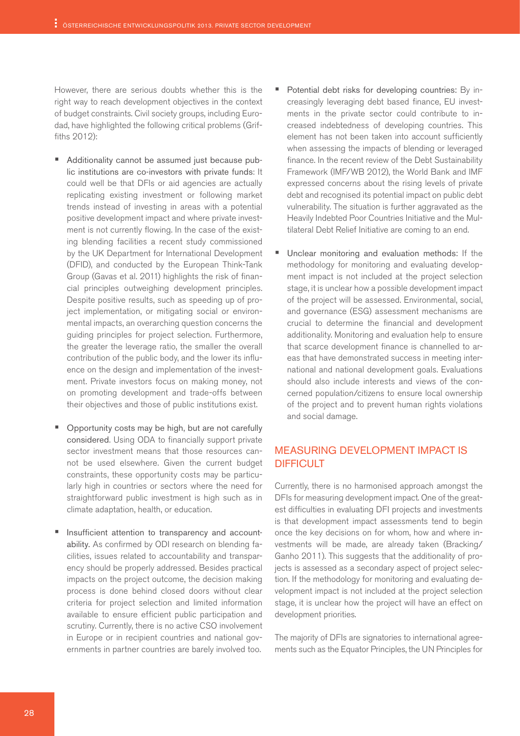However, there are serious doubts whether this is the right way to reach development objectives in the context of budget constraints. Civil society groups, including Eurodad, have highlighted the following critical problems (Griffiths 2012):

- Additionality cannot be assumed just because public institutions are co-investors with private funds: It could well be that DFIs or aid agencies are actually replicating existing investment or following market trends instead of investing in areas with a potential positive development impact and where private investment is not currently flowing. In the case of the existing blending facilities a recent study commissioned by the UK Department for International Development (DFID), and conducted by the European Think-Tank Group (Gavas et al. 2011) highlights the risk of financial principles outweighing development principles. Despite positive results, such as speeding up of project implementation, or mitigating social or environmental impacts, an overarching question concerns the guiding principles for project selection. Furthermore, the greater the leverage ratio, the smaller the overall contribution of the public body, and the lower its influence on the design and implementation of the investment. Private investors focus on making money, not on promoting development and trade-offs between their objectives and those of public institutions exist.

- Opportunity costs may be high, but are not carefully considered. Using ODA to financially support private sector investment means that those resources cannot be used elsewhere. Given the current budget constraints, these opportunity costs may be particularly high in countries or sectors where the need for straightforward public investment is high such as in climate adaptation, health, or education.

- Insufficient attention to transparency and accountability. As confirmed by ODI research on blending facilities, issues related to accountability and transparency should be properly addressed. Besides practical impacts on the project outcome, the decision making process is done behind closed doors without clear criteria for project selection and limited information available to ensure efficient public participation and scrutiny. Currently, there is no active CSO involvement in Europe or in recipient countries and national governments in partner countries are barely involved too.

- Potential debt risks for developing countries: By increasingly leveraging debt based finance, EU investments in the private sector could contribute to increased indebtedness of developing countries. This element has not been taken into account sufficiently when assessing the impacts of blending or leveraged finance. In the recent review of the Debt Sustainability Framework (IMF/WB 2012), the World Bank and IMF expressed concerns about the rising levels of private debt and recognised its potential impact on public debt vulnerability. The situation is further aggravated as the Heavily Indebted Poor Countries Initiative and the Multilateral Debt Relief Initiative are coming to an end.

- Unclear monitoring and evaluation methods: If the methodology for monitoring and evaluating development impact is not included at the project selection stage, it is unclear how a possible development impact of the project will be assessed. Environmental, social, and governance (ESG) assessment mechanisms are crucial to determine the financial and development additionality. Monitoring and evaluation help to ensure that scarce development finance is channelled to areas that have demonstrated success in meeting international and national development goals. Evaluations should also include interests and views of the concerned population/citizens to ensure local ownership of the project and to prevent human rights violations and social damage.

## MEASURING DEVELOPMENT IMPACT IS DIFFICULT

Currently, there is no harmonised approach amongst the DFIs for measuring development impact. One of the greatest difficulties in evaluating DFI projects and investments is that development impact assessments tend to begin once the key decisions on for whom, how and where investments will be made, are already taken (Bracking/Ganho 2011). This suggests that the additionality of projects is assessed as a secondary aspect of project selection. If the methodology for monitoring and evaluating development impact is not included at the project selection stage, it is unclear how the project will have an effect on development priorities.

The majority of DFIs are signatories to international agreements such as the Equator Principles, the UN Principles for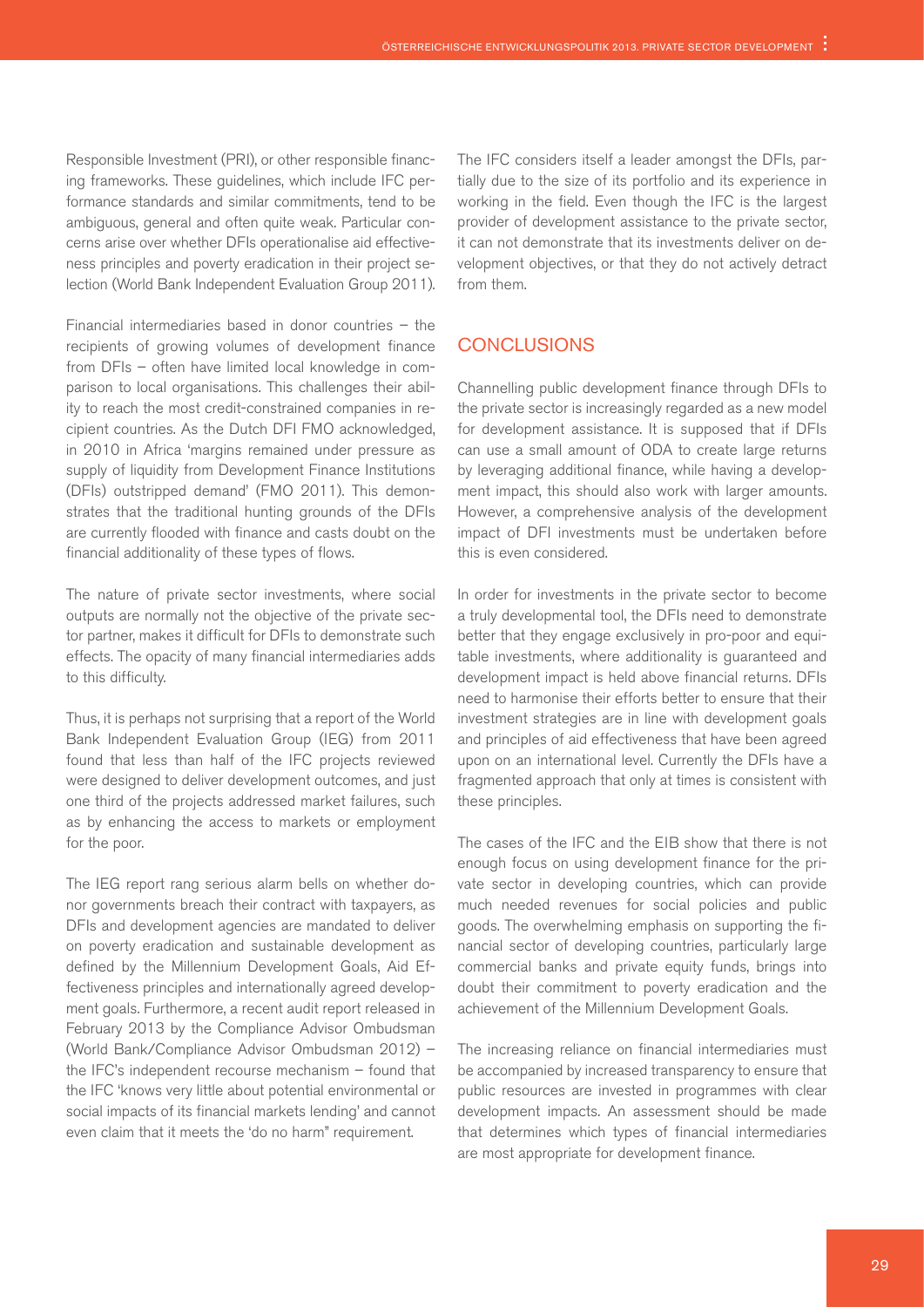Responsible Investment (PRI), or other responsible financing frameworks. These guidelines, which include IFC performance standards and similar commitments, tend to be ambiguous, general and often quite weak. Particular concerns arise over whether DFIs operationalise aid effectiveness principles and poverty eradication in their project selection (World Bank Independent Evaluation Group 2011).

Financial intermediaries based in donor countries – the recipients of growing volumes of development finance from DFIs – often have limited local knowledge in comparison to local organisations. This challenges their ability to reach the most credit-constrained companies in recipient countries. As the Dutch DFI FMO acknowledged, in 2010 in Africa 'margins remained under pressure as supply of liquidity from Development Finance Institutions (DFIs) outstripped demand' (FMO 2011). This demonstrates that the traditional hunting grounds of the DFIs are currently flooded with finance and casts doubt on the financial additionality of these types of flows.

The nature of private sector investments, where social outputs are normally not the objective of the private sector partner, makes it difficult for DFIs to demonstrate such effects. The opacity of many financial intermediaries adds to this difficulty.

Thus, it is perhaps not surprising that a report of the World Bank Independent Evaluation Group (IEG) from 2011 found that less than half of the IFC projects reviewed were designed to deliver development outcomes, and just one third of the projects addressed market failures, such as by enhancing the access to markets or employment for the poor.

The IEG report rang serious alarm bells on whether donor governments breach their contract with taxpayers, as DFIs and development agencies are mandated to deliver on poverty eradication and sustainable development as defined by the Millennium Development Goals, Aid Effectiveness principles and internationally agreed development goals. Furthermore, a recent audit report released in February 2013 by the Compliance Advisor Ombudsman (World Bank/Compliance Advisor Ombudsman 2012) – the IFC's independent recourse mechanism – found that the IFC 'knows very little about potential environmental or social impacts of its financial markets lending' and cannot even claim that it meets the 'do no harm" requirement.

The IFC considers itself a leader amongst the DFIs, partially due to the size of its portfolio and its experience in working in the field. Even though the IFC is the largest provider of development assistance to the private sector, it can not demonstrate that its investments deliver on development objectives, or that they do not actively detract from them.

## CONCLUSIONS

Channelling public development finance through DFIs to the private sector is increasingly regarded as a new model for development assistance. It is supposed that if DFIs can use a small amount of ODA to create large returns by leveraging additional finance, while having a development impact, this should also work with larger amounts. However, a comprehensive analysis of the development impact of DFI investments must be undertaken before this is even considered.

In order for investments in the private sector to become a truly developmental tool, the DFIs need to demonstrate better that they engage exclusively in pro-poor and equitable investments, where additionality is guaranteed and development impact is held above financial returns. DFIs need to harmonise their efforts better to ensure that their investment strategies are in line with development goals and principles of aid effectiveness that have been agreed upon on an international level. Currently the DFIs have a fragmented approach that only at times is consistent with these principles.

The cases of the IFC and the EIB show that there is not enough focus on using development finance for the private sector in developing countries, which can provide much needed revenues for social policies and public goods. The overwhelming emphasis on supporting the financial sector of developing countries, particularly large commercial banks and private equity funds, brings into doubt their commitment to poverty eradication and the achievement of the Millennium Development Goals.

The increasing reliance on financial intermediaries must be accompanied by increased transparency to ensure that public resources are invested in programmes with clear development impacts. An assessment should be made that determines which types of financial intermediaries are most appropriate for development finance.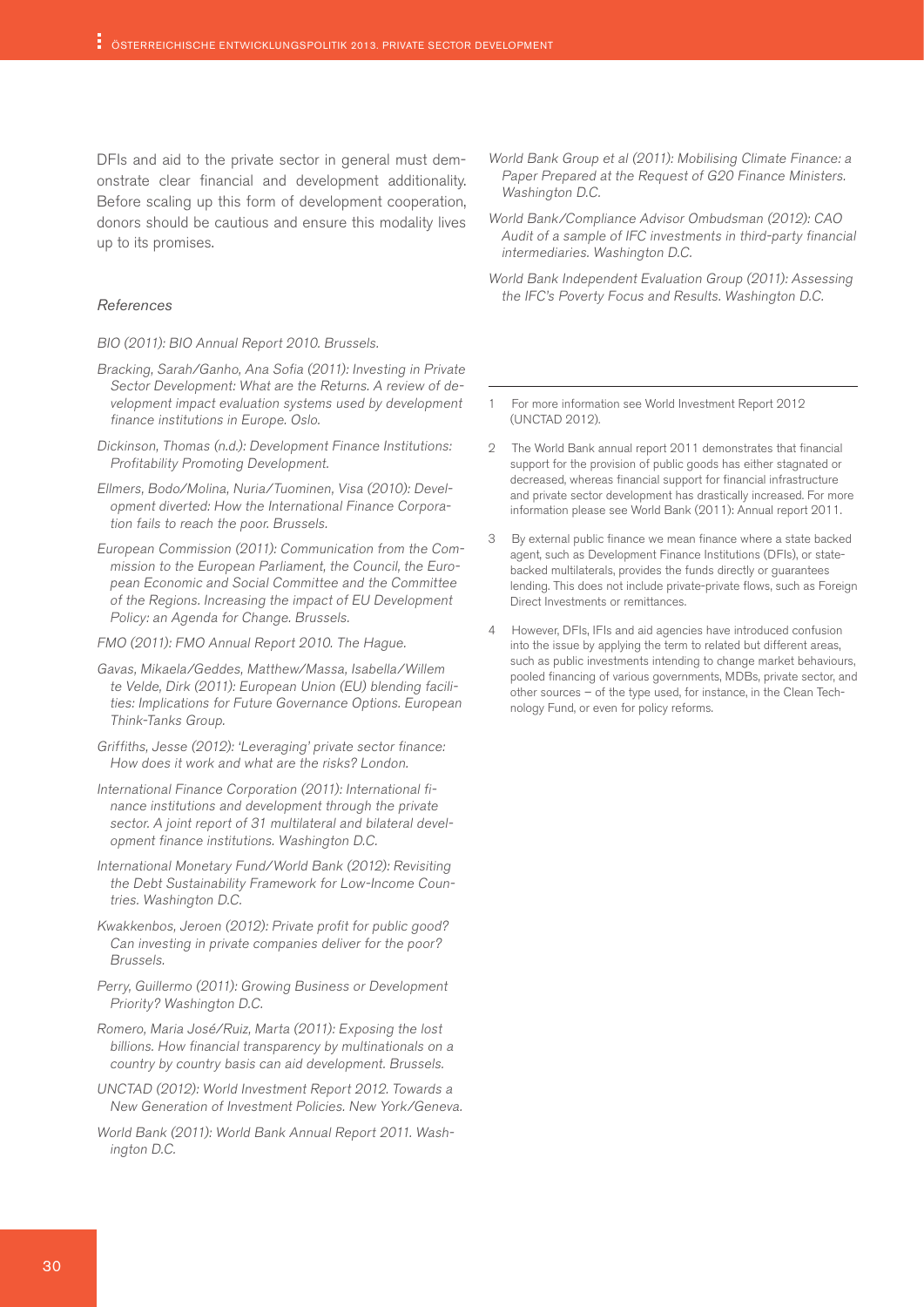DFIs and aid to the private sector in general must demonstrate clear financial and development additionality. Before scaling up this form of development cooperation, donors should be cautious and ensure this modality lives up to its promises.

*References*

*BIO (2011): BIO Annual Report 2010. Brussels.*

*Bracking, Sarah/Ganho, Ana Sofia (2011): Investing in Private Sector Development: What are the Returns. A review of development impact evaluation systems used by development finance institutions in Europe. Oslo.*

*Dickinson, Thomas (n.d.): Development Finance Institutions: Profitability Promoting Development.*

*Ellmers, Bodo/Molina, Nuria/Tuominen, Visa (2010): Development diverted: How the International Finance Corporation fails to reach the poor. Brussels.*

*European Commission (2011): Communication from the Commission to the European Parliament, the Council, the European Economic and Social Committee and the Committee of the Regions. Increasing the impact of EU Development Policy: an Agenda for Change. Brussels.*

*FMO (2011): FMO Annual Report 2010. The Hague.*

*Gavas, Mikaela/Geddes, Matthew/Massa, Isabella/Willem te Velde, Dirk (2011): European Union (EU) blending facilities: Implications for Future Governance Options. European Think-Tanks Group.*

*Griffiths, Jesse (2012): 'Leveraging' private sector finance: How does it work and what are the risks? London.*

*International Finance Corporation (2011): International finance institutions and development through the private sector. A joint report of 31 multilateral and bilateral development finance institutions. Washington D.C.*

*International Monetary Fund/World Bank (2012): Revisiting the Debt Sustainability Framework for Low-Income Countries. Washington D.C.*

*Kwakkenbos, Jeroen (2012): Private profit for public good? Can investing in private companies deliver for the poor? Brussels.*

*Perry, Guillermo (2011): Growing Business or Development Priority? Washington D.C.*

*Romero, Maria José/Ruiz, Marta (2011): Exposing the lost billions. How financial transparency by multinationals on a country by country basis can aid development. Brussels.*

*UNCTAD (2012): World Investment Report 2012. Towards a New Generation of Investment Policies. New York/Geneva.*

*World Bank (2011): World Bank Annual Report 2011. Washington D.C.*

*World Bank Group et al (2011): Mobilising Climate Finance: a Paper Prepared at the Request of G20 Finance Ministers. Washington D.C.*

*World Bank/Compliance Advisor Ombudsman (2012): CAO Audit of a sample of IFC investments in third-party financial intermediaries. Washington D.C.*

*World Bank Independent Evaluation Group (2011): Assessing the IFC's Poverty Focus and Results. Washington D.C.*

---

1 For more information see World Investment Report 2012 (UNCTAD 2012).

2 The World Bank annual report 2011 demonstrates that financial support for the provision of public goods has either stagnated or decreased, whereas financial support for financial infrastructure and private sector development has drastically increased. For more information please see World Bank (2011): Annual report 2011.

3 By external public finance we mean finance where a state backed agent, such as Development Finance Institutions (DFIs), or state-backed multilaterals, provides the funds directly or guarantees lending. This does not include private-private flows, such as Foreign Direct Investments or remittances.

4 However, DFIs, IFIs and aid agencies have introduced confusion into the issue by applying the term to related but different areas, such as public investments intending to change market behaviours, pooled financing of various governments, MDBs, private sector, and other sources – of the type used, for instance, in the Clean Technology Fund, or even for policy reforms.